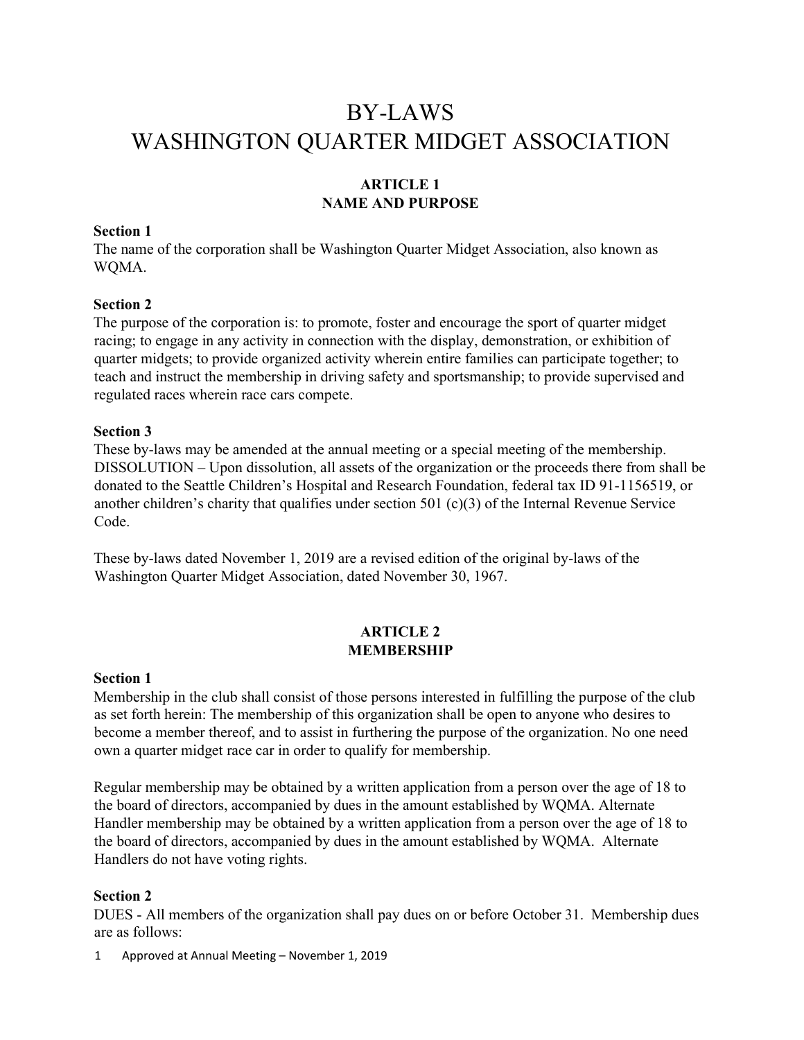# BY-LAWS
# WASHINGTON QUARTER MIDGET ASSOCIATION

## ARTICLE 1
## NAME AND PURPOSE

**Section 1**
The name of the corporation shall be Washington Quarter Midget Association, also known as WQMA.

**Section 2**
The purpose of the corporation is: to promote, foster and encourage the sport of quarter midget racing; to engage in any activity in connection with the display, demonstration, or exhibition of quarter midgets; to provide organized activity wherein entire families can participate together; to teach and instruct the membership in driving safety and sportsmanship; to provide supervised and regulated races wherein race cars compete.

**Section 3**
These by-laws may be amended at the annual meeting or a special meeting of the membership. DISSOLUTION – Upon dissolution, all assets of the organization or the proceeds there from shall be donated to the Seattle Children's Hospital and Research Foundation, federal tax ID 91-1156519, or another children's charity that qualifies under section 501 (c)(3) of the Internal Revenue Service Code.

These by-laws dated November 1, 2019 are a revised edition of the original by-laws of the Washington Quarter Midget Association, dated November 30, 1967.

## ARTICLE 2
## MEMBERSHIP

**Section 1**
Membership in the club shall consist of those persons interested in fulfilling the purpose of the club as set forth herein: The membership of this organization shall be open to anyone who desires to become a member thereof, and to assist in furthering the purpose of the organization. No one need own a quarter midget race car in order to qualify for membership.

Regular membership may be obtained by a written application from a person over the age of 18 to the board of directors, accompanied by dues in the amount established by WQMA. Alternate Handler membership may be obtained by a written application from a person over the age of 18 to the board of directors, accompanied by dues in the amount established by WQMA. Alternate Handlers do not have voting rights.

**Section 2**
DUES - All members of the organization shall pay dues on or before October 31. Membership dues are as follows: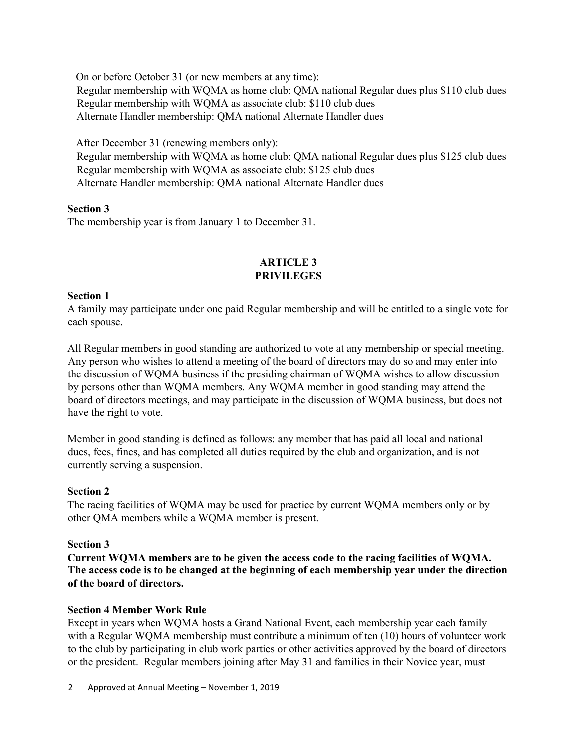On or before October 31 (or new members at any time):

Regular membership with WQMA as home club: QMA national Regular dues plus $110 club dues
Regular membership with WQMA as associate club: $110 club dues
Alternate Handler membership: QMA national Alternate Handler dues

After December 31 (renewing members only):

Regular membership with WQMA as home club: QMA national Regular dues plus $125 club dues
Regular membership with WQMA as associate club: $125 club dues
Alternate Handler membership: QMA national Alternate Handler dues

**Section 3**

The membership year is from January 1 to December 31.

## ARTICLE 3
## PRIVILEGES

**Section 1**

A family may participate under one paid Regular membership and will be entitled to a single vote for each spouse.

All Regular members in good standing are authorized to vote at any membership or special meeting. Any person who wishes to attend a meeting of the board of directors may do so and may enter into the discussion of WQMA business if the presiding chairman of WQMA wishes to allow discussion by persons other than WQMA members. Any WQMA member in good standing may attend the board of directors meetings, and may participate in the discussion of WQMA business, but does not have the right to vote.

Member in good standing is defined as follows: any member that has paid all local and national dues, fees, fines, and has completed all duties required by the club and organization, and is not currently serving a suspension.

**Section 2**

The racing facilities of WQMA may be used for practice by current WQMA members only or by other QMA members while a WQMA member is present.

**Section 3**

**Current WQMA members are to be given the access code to the racing facilities of WQMA. The access code is to be changed at the beginning of each membership year under the direction of the board of directors.**

**Section 4 Member Work Rule**

Except in years when WQMA hosts a Grand National Event, each membership year each family with a Regular WQMA membership must contribute a minimum of ten (10) hours of volunteer work to the club by participating in club work parties or other activities approved by the board of directors or the president. Regular members joining after May 31 and families in their Novice year, must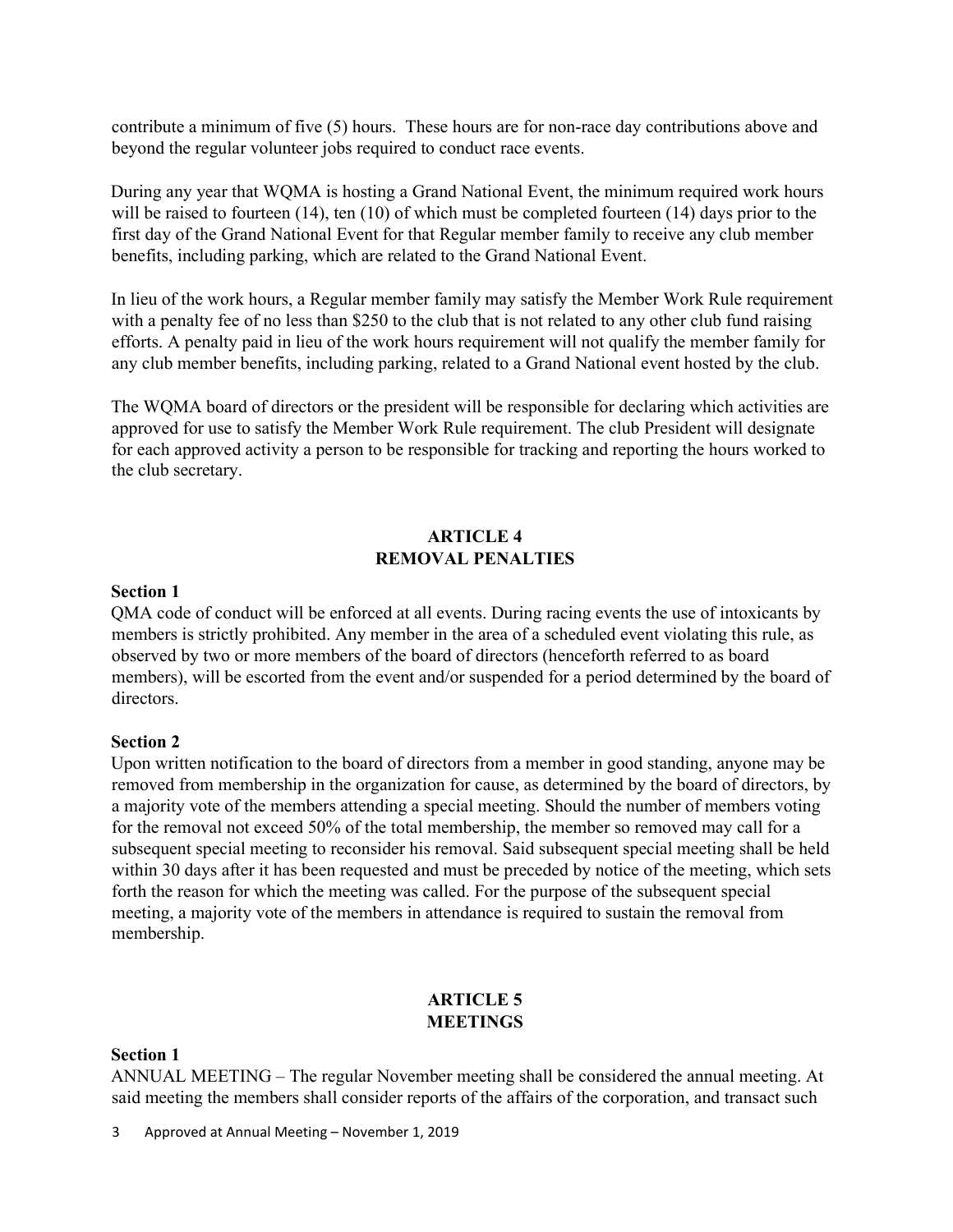contribute a minimum of five (5) hours. These hours are for non-race day contributions above and beyond the regular volunteer jobs required to conduct race events.

During any year that WQMA is hosting a Grand National Event, the minimum required work hours will be raised to fourteen (14), ten (10) of which must be completed fourteen (14) days prior to the first day of the Grand National Event for that Regular member family to receive any club member benefits, including parking, which are related to the Grand National Event.

In lieu of the work hours, a Regular member family may satisfy the Member Work Rule requirement with a penalty fee of no less than $250 to the club that is not related to any other club fund raising efforts. A penalty paid in lieu of the work hours requirement will not qualify the member family for any club member benefits, including parking, related to a Grand National event hosted by the club.

The WQMA board of directors or the president will be responsible for declaring which activities are approved for use to satisfy the Member Work Rule requirement. The club President will designate for each approved activity a person to be responsible for tracking and reporting the hours worked to the club secretary.

## ARTICLE 4
## REMOVAL PENALTIES

**Section 1**

QMA code of conduct will be enforced at all events. During racing events the use of intoxicants by members is strictly prohibited. Any member in the area of a scheduled event violating this rule, as observed by two or more members of the board of directors (henceforth referred to as board members), will be escorted from the event and/or suspended for a period determined by the board of directors.

**Section 2**

Upon written notification to the board of directors from a member in good standing, anyone may be removed from membership in the organization for cause, as determined by the board of directors, by a majority vote of the members attending a special meeting. Should the number of members voting for the removal not exceed 50% of the total membership, the member so removed may call for a subsequent special meeting to reconsider his removal. Said subsequent special meeting shall be held within 30 days after it has been requested and must be preceded by notice of the meeting, which sets forth the reason for which the meeting was called. For the purpose of the subsequent special meeting, a majority vote of the members in attendance is required to sustain the removal from membership.

## ARTICLE 5
## MEETINGS

**Section 1**

ANNUAL MEETING – The regular November meeting shall be considered the annual meeting. At said meeting the members shall consider reports of the affairs of the corporation, and transact such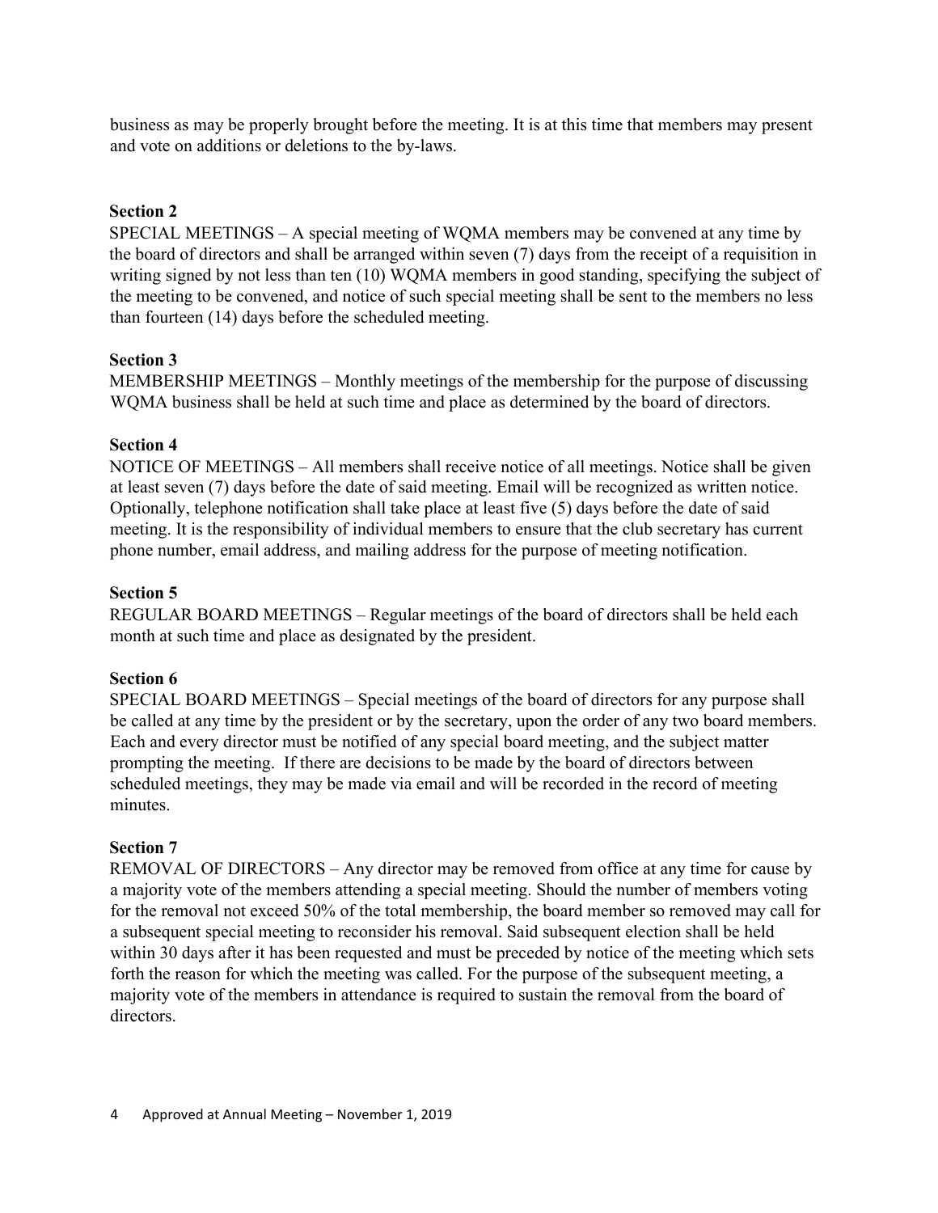business as may be properly brought before the meeting. It is at this time that members may present and vote on additions or deletions to the by-laws.

**Section 2**

SPECIAL MEETINGS – A special meeting of WQMA members may be convened at any time by the board of directors and shall be arranged within seven (7) days from the receipt of a requisition in writing signed by not less than ten (10) WQMA members in good standing, specifying the subject of the meeting to be convened, and notice of such special meeting shall be sent to the members no less than fourteen (14) days before the scheduled meeting.

**Section 3**

MEMBERSHIP MEETINGS – Monthly meetings of the membership for the purpose of discussing WQMA business shall be held at such time and place as determined by the board of directors.

**Section 4**

NOTICE OF MEETINGS – All members shall receive notice of all meetings. Notice shall be given at least seven (7) days before the date of said meeting. Email will be recognized as written notice. Optionally, telephone notification shall take place at least five (5) days before the date of said meeting. It is the responsibility of individual members to ensure that the club secretary has current phone number, email address, and mailing address for the purpose of meeting notification.

**Section 5**

REGULAR BOARD MEETINGS – Regular meetings of the board of directors shall be held each month at such time and place as designated by the president.

**Section 6**

SPECIAL BOARD MEETINGS – Special meetings of the board of directors for any purpose shall be called at any time by the president or by the secretary, upon the order of any two board members. Each and every director must be notified of any special board meeting, and the subject matter prompting the meeting. If there are decisions to be made by the board of directors between scheduled meetings, they may be made via email and will be recorded in the record of meeting minutes.

**Section 7**

REMOVAL OF DIRECTORS – Any director may be removed from office at any time for cause by a majority vote of the members attending a special meeting. Should the number of members voting for the removal not exceed 50% of the total membership, the board member so removed may call for a subsequent special meeting to reconsider his removal. Said subsequent election shall be held within 30 days after it has been requested and must be preceded by notice of the meeting which sets forth the reason for which the meeting was called. For the purpose of the subsequent meeting, a majority vote of the members in attendance is required to sustain the removal from the board of directors.

Approved at Annual Meeting – November 1, 2019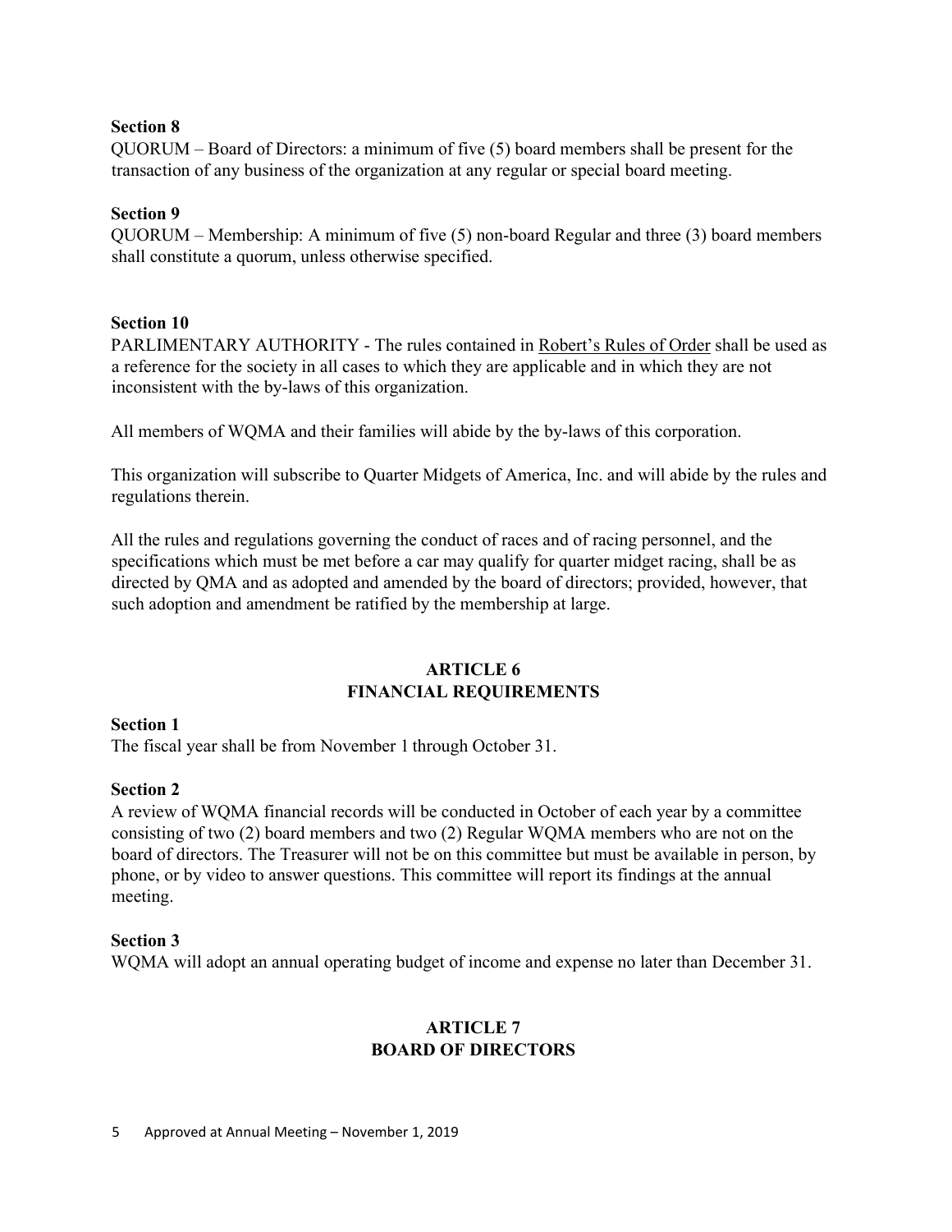**Section 8**
QUORUM – Board of Directors: a minimum of five (5) board members shall be present for the transaction of any business of the organization at any regular or special board meeting.

**Section 9**
QUORUM – Membership: A minimum of five (5) non-board Regular and three (3) board members shall constitute a quorum, unless otherwise specified.

**Section 10**
PARLIMENTARY AUTHORITY - The rules contained in <u>Robert's Rules of Order</u> shall be used as a reference for the society in all cases to which they are applicable and in which they are not inconsistent with the by-laws of this organization.

All members of WQMA and their families will abide by the by-laws of this corporation.

This organization will subscribe to Quarter Midgets of America, Inc. and will abide by the rules and regulations therein.

All the rules and regulations governing the conduct of races and of racing personnel, and the specifications which must be met before a car may qualify for quarter midget racing, shall be as directed by QMA and as adopted and amended by the board of directors; provided, however, that such adoption and amendment be ratified by the membership at large.

## ARTICLE 6
## FINANCIAL REQUIREMENTS

**Section 1**
The fiscal year shall be from November 1 through October 31.

**Section 2**
A review of WQMA financial records will be conducted in October of each year by a committee consisting of two (2) board members and two (2) Regular WQMA members who are not on the board of directors. The Treasurer will not be on this committee but must be available in person, by phone, or by video to answer questions. This committee will report its findings at the annual meeting.

**Section 3**
WQMA will adopt an annual operating budget of income and expense no later than December 31.

## ARTICLE 7
## BOARD OF DIRECTORS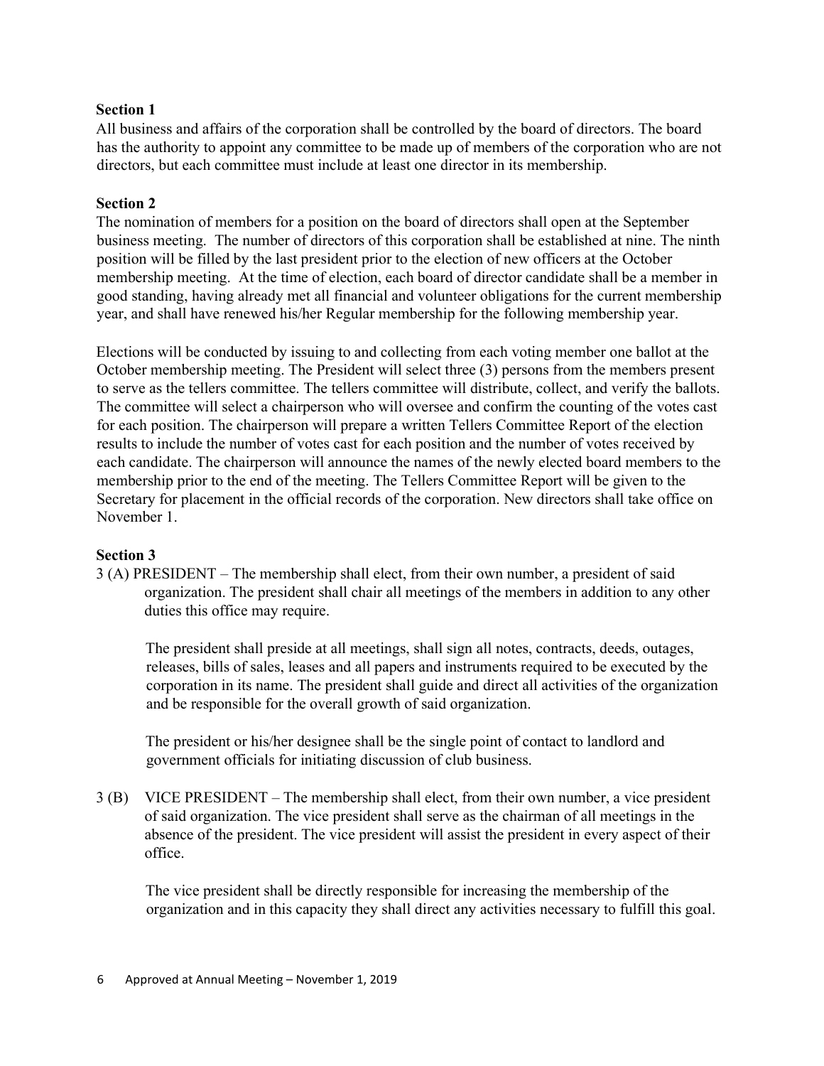**Section 1**

All business and affairs of the corporation shall be controlled by the board of directors. The board has the authority to appoint any committee to be made up of members of the corporation who are not directors, but each committee must include at least one director in its membership.

**Section 2**

The nomination of members for a position on the board of directors shall open at the September business meeting. The number of directors of this corporation shall be established at nine. The ninth position will be filled by the last president prior to the election of new officers at the October membership meeting. At the time of election, each board of director candidate shall be a member in good standing, having already met all financial and volunteer obligations for the current membership year, and shall have renewed his/her Regular membership for the following membership year.

Elections will be conducted by issuing to and collecting from each voting member one ballot at the October membership meeting. The President will select three (3) persons from the members present to serve as the tellers committee. The tellers committee will distribute, collect, and verify the ballots. The committee will select a chairperson who will oversee and confirm the counting of the votes cast for each position. The chairperson will prepare a written Tellers Committee Report of the election results to include the number of votes cast for each position and the number of votes received by each candidate. The chairperson will announce the names of the newly elected board members to the membership prior to the end of the meeting. The Tellers Committee Report will be given to the Secretary for placement in the official records of the corporation. New directors shall take office on November 1.

**Section 3**

3 (A) PRESIDENT – The membership shall elect, from their own number, a president of said organization. The president shall chair all meetings of the members in addition to any other duties this office may require.

The president shall preside at all meetings, shall sign all notes, contracts, deeds, outages, releases, bills of sales, leases and all papers and instruments required to be executed by the corporation in its name. The president shall guide and direct all activities of the organization and be responsible for the overall growth of said organization.

The president or his/her designee shall be the single point of contact to landlord and government officials for initiating discussion of club business.

3 (B) VICE PRESIDENT – The membership shall elect, from their own number, a vice president of said organization. The vice president shall serve as the chairman of all meetings in the absence of the president. The vice president will assist the president in every aspect of their office.

The vice president shall be directly responsible for increasing the membership of the organization and in this capacity they shall direct any activities necessary to fulfill this goal.

Approved at Annual Meeting – November 1, 2019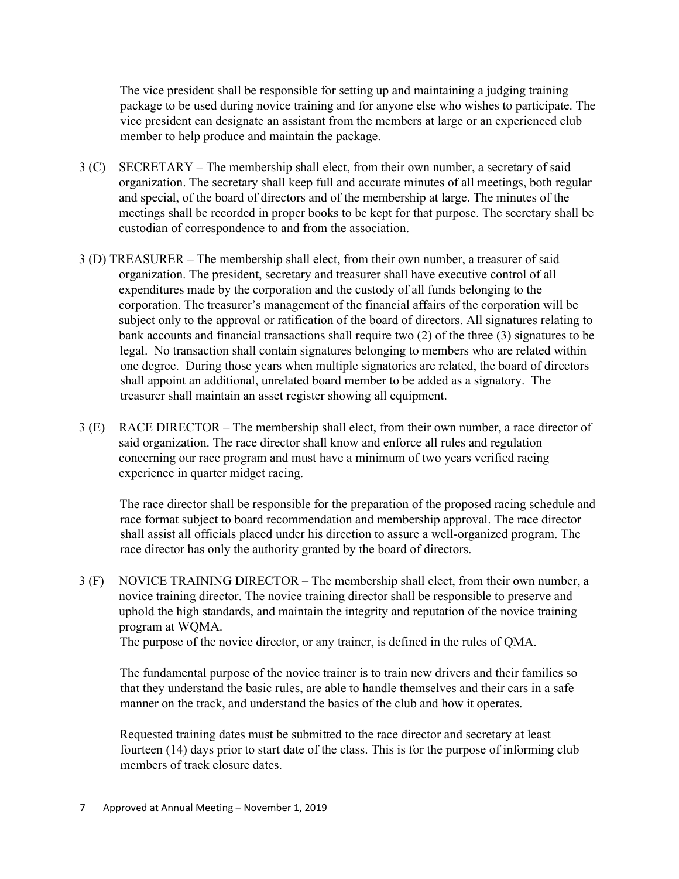The vice president shall be responsible for setting up and maintaining a judging training package to be used during novice training and for anyone else who wishes to participate. The vice president can designate an assistant from the members at large or an experienced club member to help produce and maintain the package.

3 (C) SECRETARY – The membership shall elect, from their own number, a secretary of said organization. The secretary shall keep full and accurate minutes of all meetings, both regular and special, of the board of directors and of the membership at large. The minutes of the meetings shall be recorded in proper books to be kept for that purpose. The secretary shall be custodian of correspondence to and from the association.

3 (D) TREASURER – The membership shall elect, from their own number, a treasurer of said organization. The president, secretary and treasurer shall have executive control of all expenditures made by the corporation and the custody of all funds belonging to the corporation. The treasurer's management of the financial affairs of the corporation will be subject only to the approval or ratification of the board of directors. All signatures relating to bank accounts and financial transactions shall require two (2) of the three (3) signatures to be legal. No transaction shall contain signatures belonging to members who are related within one degree. During those years when multiple signatories are related, the board of directors shall appoint an additional, unrelated board member to be added as a signatory. The treasurer shall maintain an asset register showing all equipment.

3 (E) RACE DIRECTOR – The membership shall elect, from their own number, a race director of said organization. The race director shall know and enforce all rules and regulation concerning our race program and must have a minimum of two years verified racing experience in quarter midget racing.

The race director shall be responsible for the preparation of the proposed racing schedule and race format subject to board recommendation and membership approval. The race director shall assist all officials placed under his direction to assure a well-organized program. The race director has only the authority granted by the board of directors.

3 (F) NOVICE TRAINING DIRECTOR – The membership shall elect, from their own number, a novice training director. The novice training director shall be responsible to preserve and uphold the high standards, and maintain the integrity and reputation of the novice training program at WQMA.
The purpose of the novice director, or any trainer, is defined in the rules of QMA.

The fundamental purpose of the novice trainer is to train new drivers and their families so that they understand the basic rules, are able to handle themselves and their cars in a safe manner on the track, and understand the basics of the club and how it operates.

Requested training dates must be submitted to the race director and secretary at least fourteen (14) days prior to start date of the class. This is for the purpose of informing club members of track closure dates.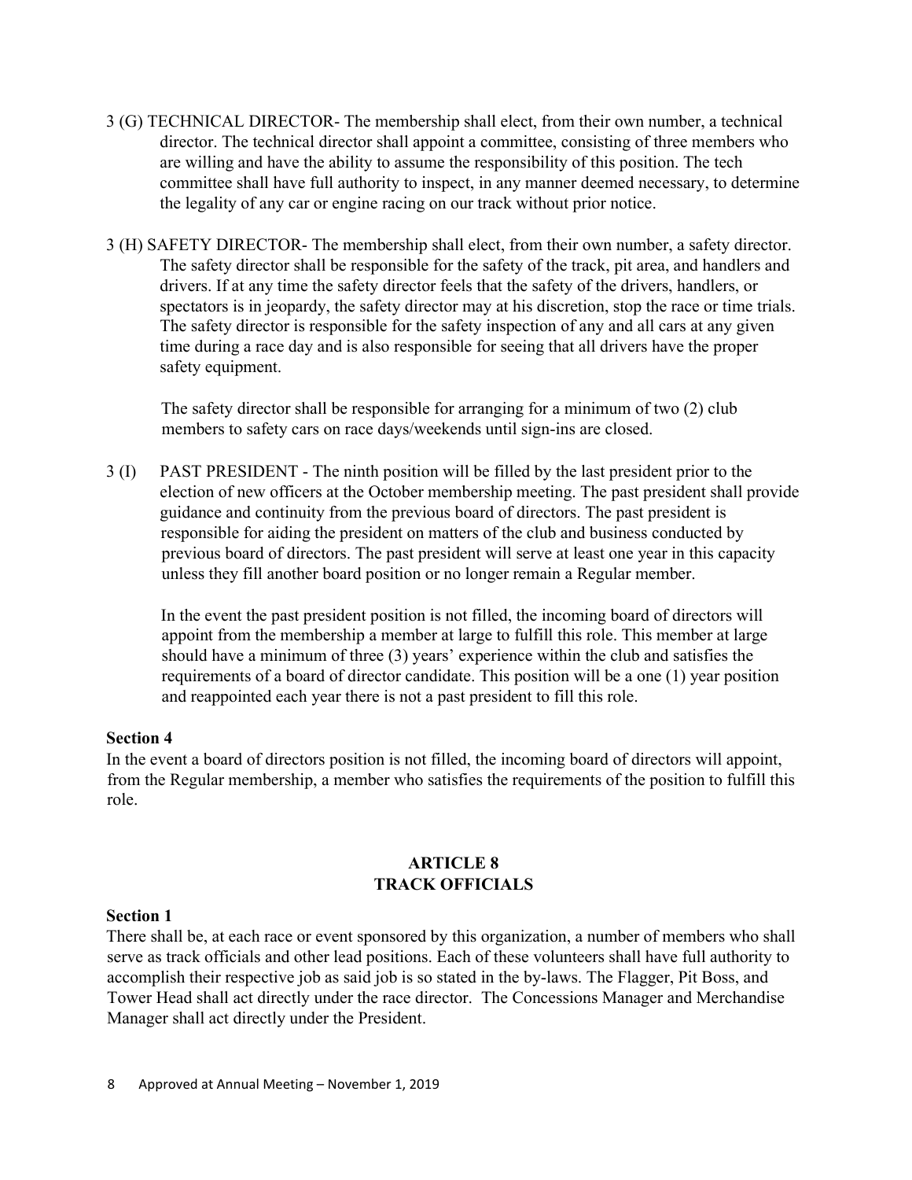3 (G) TECHNICAL DIRECTOR- The membership shall elect, from their own number, a technical director. The technical director shall appoint a committee, consisting of three members who are willing and have the ability to assume the responsibility of this position. The tech committee shall have full authority to inspect, in any manner deemed necessary, to determine the legality of any car or engine racing on our track without prior notice.

3 (H) SAFETY DIRECTOR- The membership shall elect, from their own number, a safety director. The safety director shall be responsible for the safety of the track, pit area, and handlers and drivers. If at any time the safety director feels that the safety of the drivers, handlers, or spectators is in jeopardy, the safety director may at his discretion, stop the race or time trials. The safety director is responsible for the safety inspection of any and all cars at any given time during a race day and is also responsible for seeing that all drivers have the proper safety equipment.

The safety director shall be responsible for arranging for a minimum of two (2) club members to safety cars on race days/weekends until sign-ins are closed.

3 (I) PAST PRESIDENT - The ninth position will be filled by the last president prior to the election of new officers at the October membership meeting. The past president shall provide guidance and continuity from the previous board of directors. The past president is responsible for aiding the president on matters of the club and business conducted by previous board of directors. The past president will serve at least one year in this capacity unless they fill another board position or no longer remain a Regular member.

In the event the past president position is not filled, the incoming board of directors will appoint from the membership a member at large to fulfill this role. This member at large should have a minimum of three (3) years' experience within the club and satisfies the requirements of a board of director candidate. This position will be a one (1) year position and reappointed each year there is not a past president to fill this role.

**Section 4**

In the event a board of directors position is not filled, the incoming board of directors will appoint, from the Regular membership, a member who satisfies the requirements of the position to fulfill this role.

## ARTICLE 8
## TRACK OFFICIALS

**Section 1**

There shall be, at each race or event sponsored by this organization, a number of members who shall serve as track officials and other lead positions. Each of these volunteers shall have full authority to accomplish their respective job as said job is so stated in the by-laws. The Flagger, Pit Boss, and Tower Head shall act directly under the race director. The Concessions Manager and Merchandise Manager shall act directly under the President.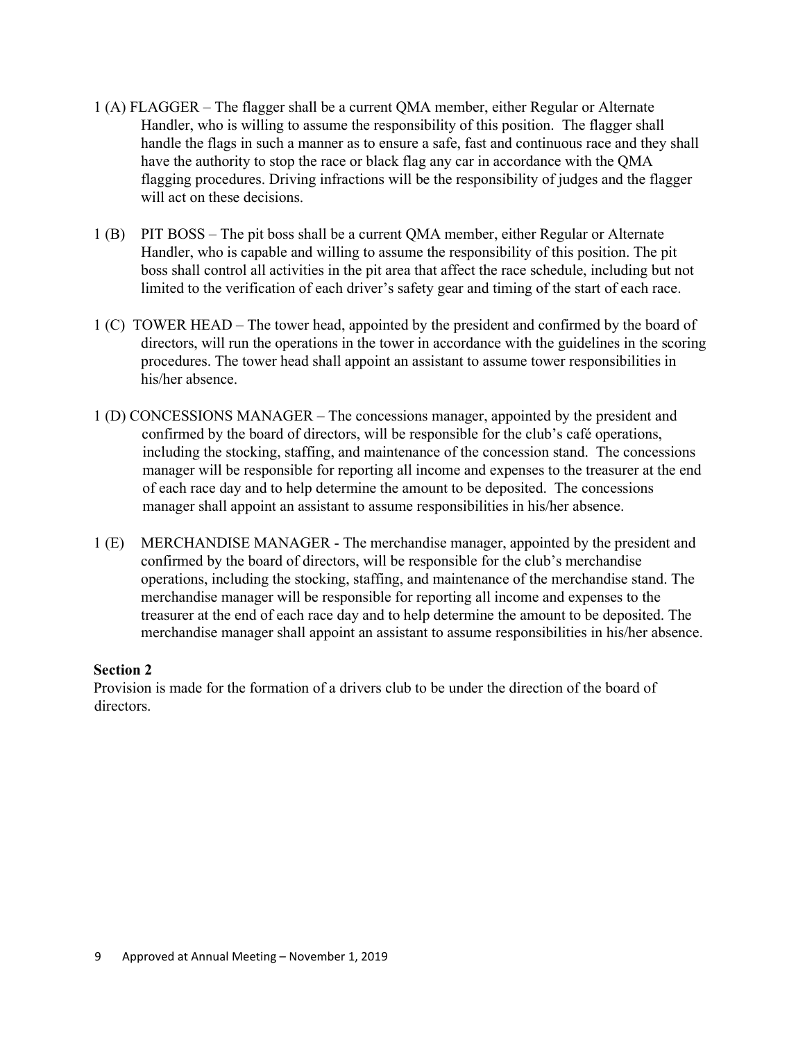1 (A) FLAGGER – The flagger shall be a current QMA member, either Regular or Alternate Handler, who is willing to assume the responsibility of this position. The flagger shall handle the flags in such a manner as to ensure a safe, fast and continuous race and they shall have the authority to stop the race or black flag any car in accordance with the QMA flagging procedures. Driving infractions will be the responsibility of judges and the flagger will act on these decisions.

1 (B) PIT BOSS – The pit boss shall be a current QMA member, either Regular or Alternate Handler, who is capable and willing to assume the responsibility of this position. The pit boss shall control all activities in the pit area that affect the race schedule, including but not limited to the verification of each driver's safety gear and timing of the start of each race.

1 (C) TOWER HEAD – The tower head, appointed by the president and confirmed by the board of directors, will run the operations in the tower in accordance with the guidelines in the scoring procedures. The tower head shall appoint an assistant to assume tower responsibilities in his/her absence.

1 (D) CONCESSIONS MANAGER – The concessions manager, appointed by the president and confirmed by the board of directors, will be responsible for the club's café operations, including the stocking, staffing, and maintenance of the concession stand. The concessions manager will be responsible for reporting all income and expenses to the treasurer at the end of each race day and to help determine the amount to be deposited. The concessions manager shall appoint an assistant to assume responsibilities in his/her absence.

1 (E) MERCHANDISE MANAGER - The merchandise manager, appointed by the president and confirmed by the board of directors, will be responsible for the club's merchandise operations, including the stocking, staffing, and maintenance of the merchandise stand. The merchandise manager will be responsible for reporting all income and expenses to the treasurer at the end of each race day and to help determine the amount to be deposited. The merchandise manager shall appoint an assistant to assume responsibilities in his/her absence.

**Section 2**

Provision is made for the formation of a drivers club to be under the direction of the board of directors.